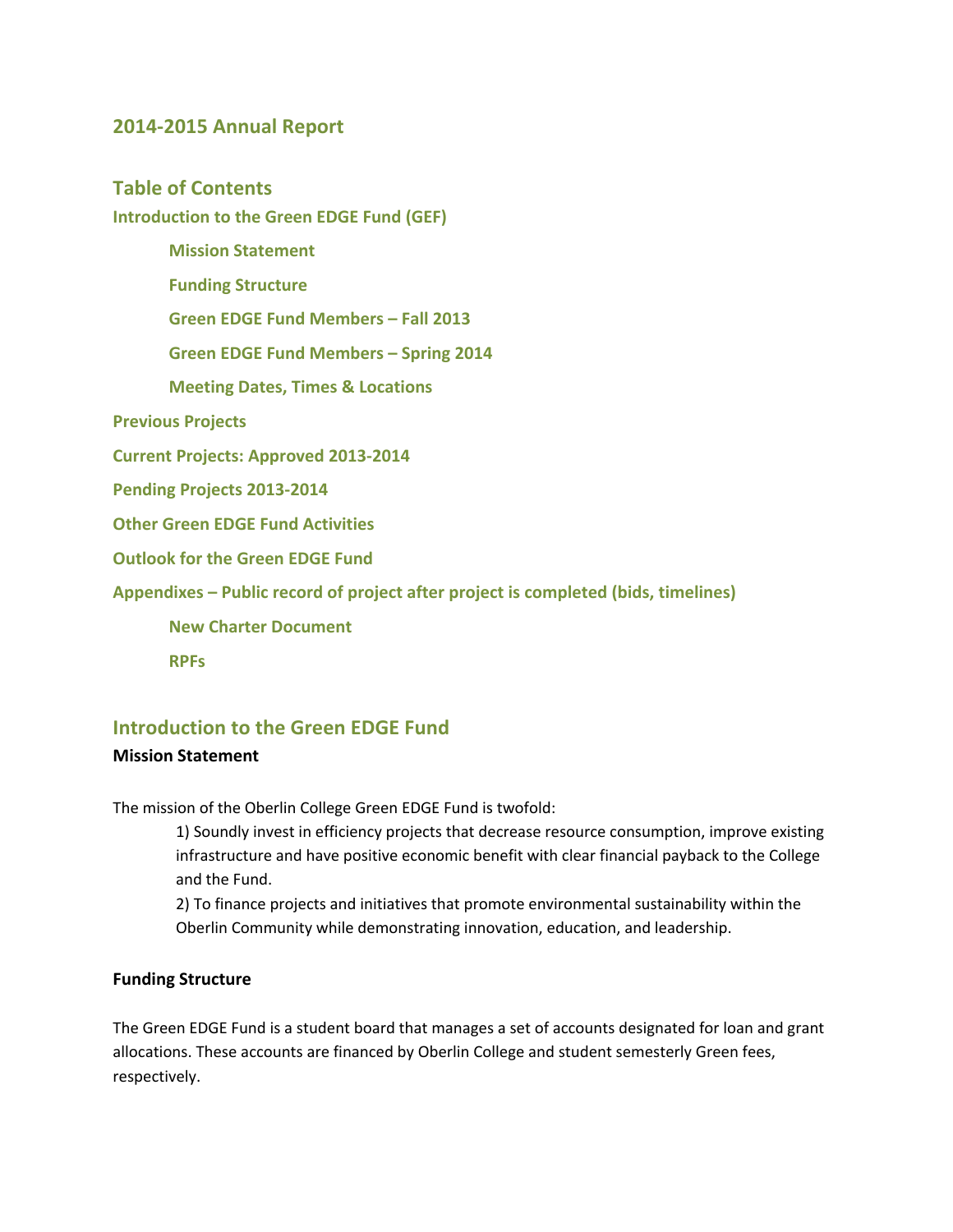# 2014-2015 Annual Report

## Table of Contents

**Introduction to the Green EDGE Fund (GEF)**

- **Mission Statement**
- **Funding Structure**
- **Green EDGE Fund Members – Fall 2013**
- **Green EDGE Fund Members – Spring 2014**
- **Meeting Dates, Times & Locations**

**Previous Projects**

**Current Projects: Approved 2013-2014**

**Pending Projects 2013-2014**

**Other Green EDGE Fund Activities**

**Outlook for the Green EDGE Fund**

**Appendixes – Public record of project after project is completed (bids, timelines)**

- **New Charter Document**
- **RPFs**

## Introduction to the Green EDGE Fund

### Mission Statement

The mission of the Oberlin College Green EDGE Fund is twofold:

1) Soundly invest in efficiency projects that decrease resource consumption, improve existing infrastructure and have positive economic benefit with clear financial payback to the College and the Fund.

2) To finance projects and initiatives that promote environmental sustainability within the Oberlin Community while demonstrating innovation, education, and leadership.

### Funding Structure

The Green EDGE Fund is a student board that manages a set of accounts designated for loan and grant allocations. These accounts are financed by Oberlin College and student semesterly Green fees, respectively.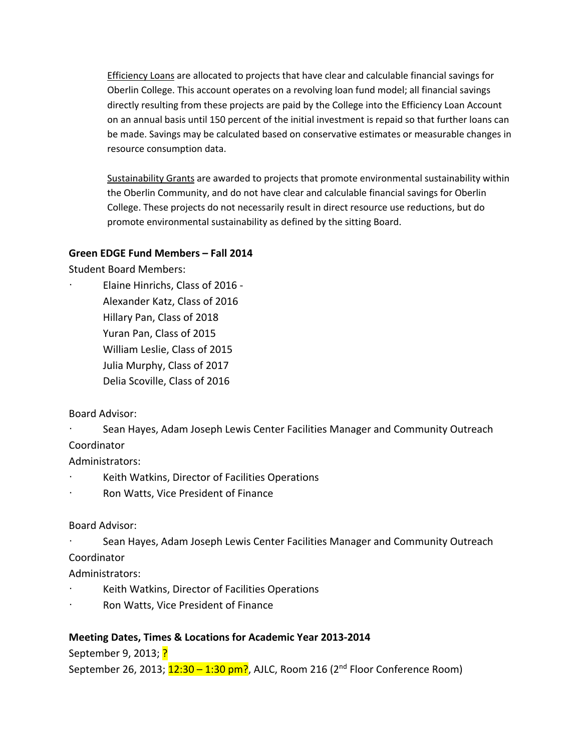Efficiency Loans are allocated to projects that have clear and calculable financial savings for Oberlin College. This account operates on a revolving loan fund model; all financial savings directly resulting from these projects are paid by the College into the Efficiency Loan Account on an annual basis until 150 percent of the initial investment is repaid so that further loans can be made. Savings may be calculated based on conservative estimates or measurable changes in resource consumption data.

Sustainability Grants are awarded to projects that promote environmental sustainability within the Oberlin Community, and do not have clear and calculable financial savings for Oberlin College. These projects do not necessarily result in direct resource use reductions, but do promote environmental sustainability as defined by the sitting Board.

**Green EDGE Fund Members – Fall 2014**

Student Board Members:

- Elaine Hinrichs, Class of 2016 -
  Alexander Katz, Class of 2016
  Hillary Pan, Class of 2018
  Yuran Pan, Class of 2015
  William Leslie, Class of 2015
  Julia Murphy, Class of 2017
  Delia Scoville, Class of 2016

Board Advisor:

- Sean Hayes, Adam Joseph Lewis Center Facilities Manager and Community Outreach Coordinator

Administrators:

- Keith Watkins, Director of Facilities Operations
- Ron Watts, Vice President of Finance

Board Advisor:

- Sean Hayes, Adam Joseph Lewis Center Facilities Manager and Community Outreach Coordinator

Administrators:

- Keith Watkins, Director of Facilities Operations
- Ron Watts, Vice President of Finance

**Meeting Dates, Times & Locations for Academic Year 2013-2014**

September 9, 2013; ?
September 26, 2013; 12:30 – 1:30 pm?, AJLC, Room 216 (2nd Floor Conference Room)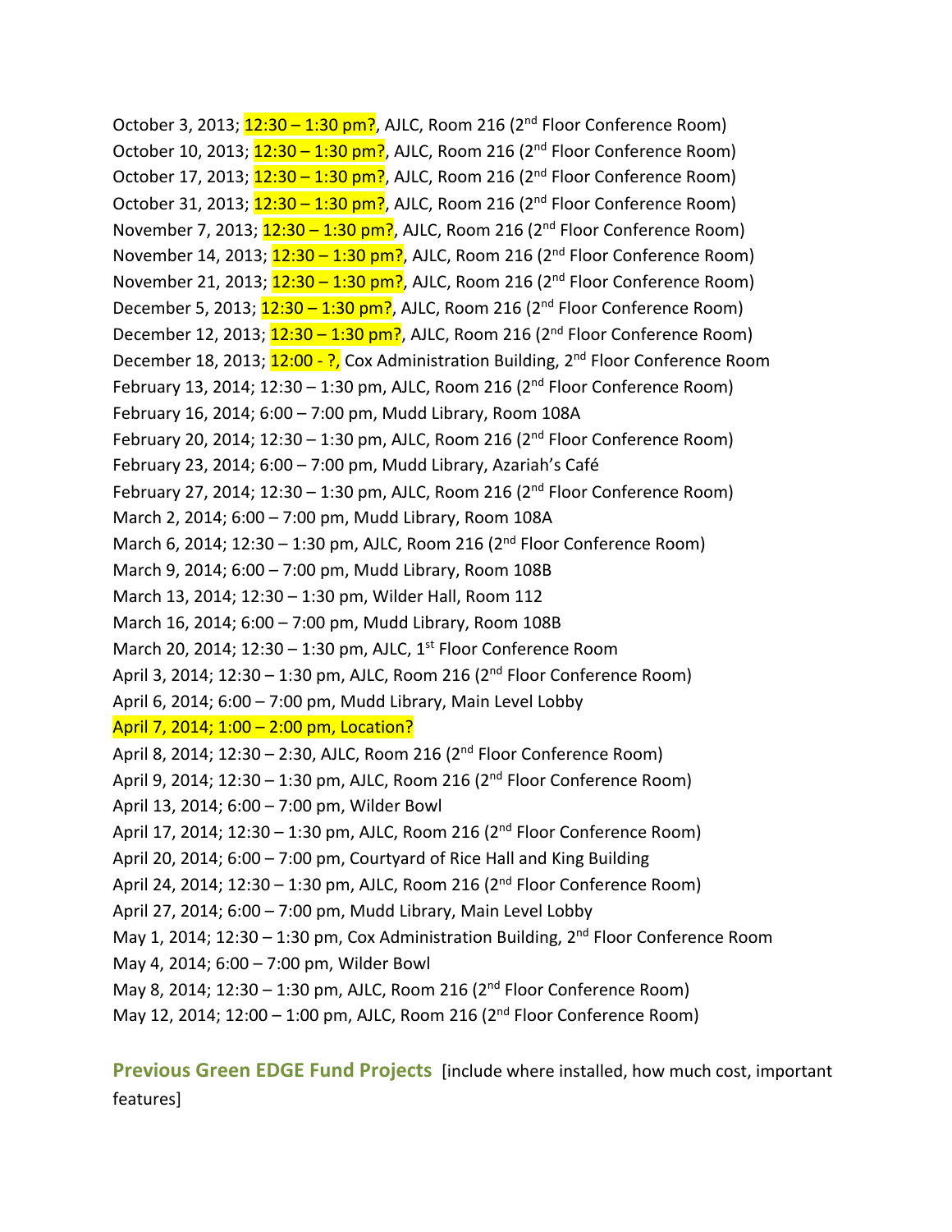October 3, 2013; 12:30 – 1:30 pm?, AJLC, Room 216 (2nd Floor Conference Room)
October 10, 2013; 12:30 – 1:30 pm?, AJLC, Room 216 (2nd Floor Conference Room)
October 17, 2013; 12:30 – 1:30 pm?, AJLC, Room 216 (2nd Floor Conference Room)
October 31, 2013; 12:30 – 1:30 pm?, AJLC, Room 216 (2nd Floor Conference Room)
November 7, 2013; 12:30 – 1:30 pm?, AJLC, Room 216 (2nd Floor Conference Room)
November 14, 2013; 12:30 – 1:30 pm?, AJLC, Room 216 (2nd Floor Conference Room)
November 21, 2013; 12:30 – 1:30 pm?, AJLC, Room 216 (2nd Floor Conference Room)
December 5, 2013; 12:30 – 1:30 pm?, AJLC, Room 216 (2nd Floor Conference Room)
December 12, 2013; 12:30 – 1:30 pm?, AJLC, Room 216 (2nd Floor Conference Room)
December 18, 2013; 12:00 - ?, Cox Administration Building, 2nd Floor Conference Room
February 13, 2014; 12:30 – 1:30 pm, AJLC, Room 216 (2nd Floor Conference Room)
February 16, 2014; 6:00 – 7:00 pm, Mudd Library, Room 108A
February 20, 2014; 12:30 – 1:30 pm, AJLC, Room 216 (2nd Floor Conference Room)
February 23, 2014; 6:00 – 7:00 pm, Mudd Library, Azariah's Café
February 27, 2014; 12:30 – 1:30 pm, AJLC, Room 216 (2nd Floor Conference Room)
March 2, 2014; 6:00 – 7:00 pm, Mudd Library, Room 108A
March 6, 2014; 12:30 – 1:30 pm, AJLC, Room 216 (2nd Floor Conference Room)
March 9, 2014; 6:00 – 7:00 pm, Mudd Library, Room 108B
March 13, 2014; 12:30 – 1:30 pm, Wilder Hall, Room 112
March 16, 2014; 6:00 – 7:00 pm, Mudd Library, Room 108B
March 20, 2014; 12:30 – 1:30 pm, AJLC, 1st Floor Conference Room
April 3, 2014; 12:30 – 1:30 pm, AJLC, Room 216 (2nd Floor Conference Room)
April 6, 2014; 6:00 – 7:00 pm, Mudd Library, Main Level Lobby
April 7, 2014; 1:00 – 2:00 pm, Location?
April 8, 2014; 12:30 – 2:30, AJLC, Room 216 (2nd Floor Conference Room)
April 9, 2014; 12:30 – 1:30 pm, AJLC, Room 216 (2nd Floor Conference Room)
April 13, 2014; 6:00 – 7:00 pm, Wilder Bowl
April 17, 2014; 12:30 – 1:30 pm, AJLC, Room 216 (2nd Floor Conference Room)
April 20, 2014; 6:00 – 7:00 pm, Courtyard of Rice Hall and King Building
April 24, 2014; 12:30 – 1:30 pm, AJLC, Room 216 (2nd Floor Conference Room)
April 27, 2014; 6:00 – 7:00 pm, Mudd Library, Main Level Lobby
May 1, 2014; 12:30 – 1:30 pm, Cox Administration Building, 2nd Floor Conference Room
May 4, 2014; 6:00 – 7:00 pm, Wilder Bowl
May 8, 2014; 12:30 – 1:30 pm, AJLC, Room 216 (2nd Floor Conference Room)
May 12, 2014; 12:00 – 1:00 pm, AJLC, Room 216 (2nd Floor Conference Room)

## Previous Green EDGE Fund Projects

[include where installed, how much cost, important features]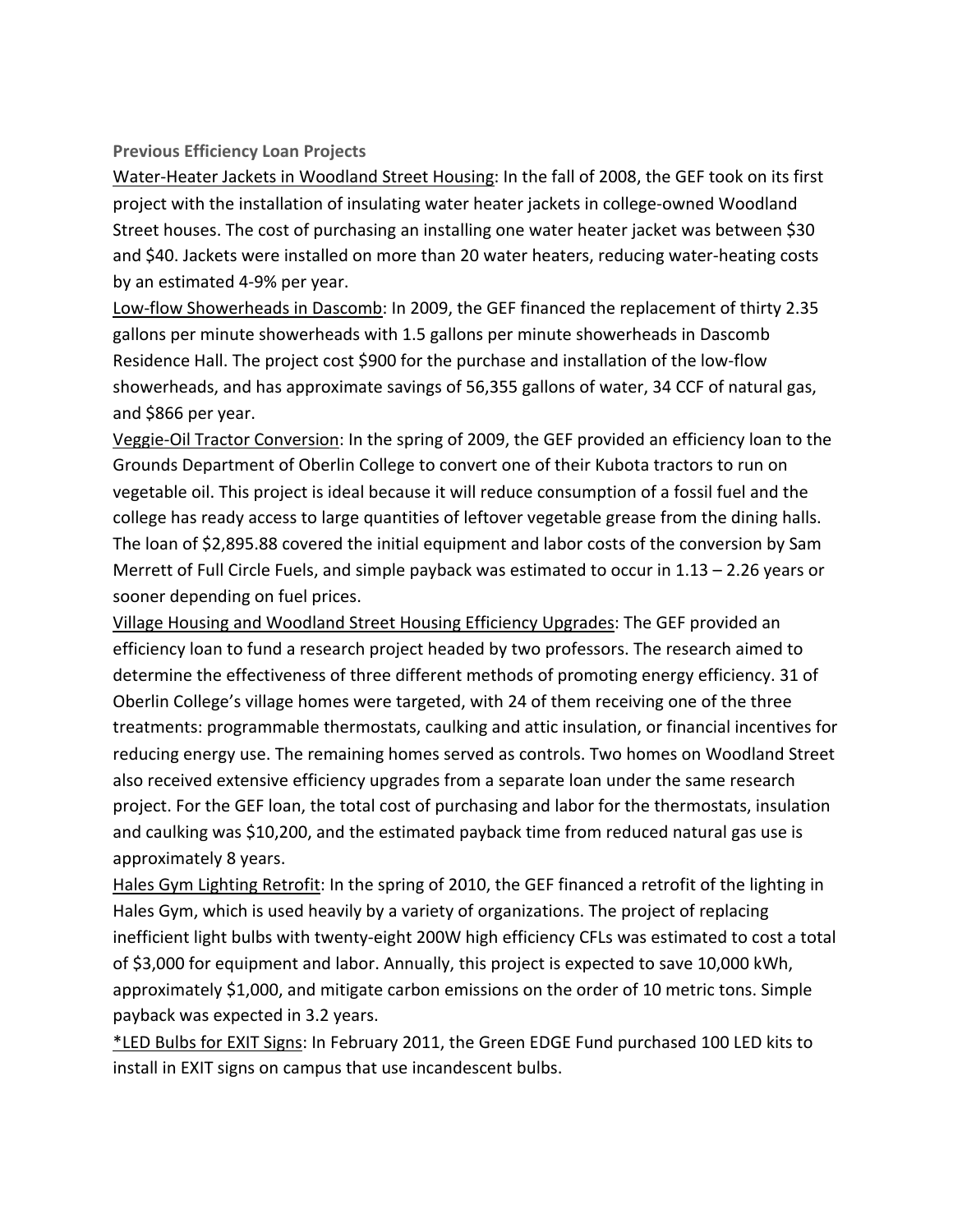**Previous Efficiency Loan Projects**

Water-Heater Jackets in Woodland Street Housing: In the fall of 2008, the GEF took on its first project with the installation of insulating water heater jackets in college-owned Woodland Street houses. The cost of purchasing an installing one water heater jacket was between $30 and $40. Jackets were installed on more than 20 water heaters, reducing water-heating costs by an estimated 4-9% per year.

Low-flow Showerheads in Dascomb: In 2009, the GEF financed the replacement of thirty 2.35 gallons per minute showerheads with 1.5 gallons per minute showerheads in Dascomb Residence Hall. The project cost $900 for the purchase and installation of the low-flow showerheads, and has approximate savings of 56,355 gallons of water, 34 CCF of natural gas, and $866 per year.

Veggie-Oil Tractor Conversion: In the spring of 2009, the GEF provided an efficiency loan to the Grounds Department of Oberlin College to convert one of their Kubota tractors to run on vegetable oil. This project is ideal because it will reduce consumption of a fossil fuel and the college has ready access to large quantities of leftover vegetable grease from the dining halls. The loan of $2,895.88 covered the initial equipment and labor costs of the conversion by Sam Merrett of Full Circle Fuels, and simple payback was estimated to occur in 1.13 – 2.26 years or sooner depending on fuel prices.

Village Housing and Woodland Street Housing Efficiency Upgrades: The GEF provided an efficiency loan to fund a research project headed by two professors. The research aimed to determine the effectiveness of three different methods of promoting energy efficiency. 31 of Oberlin College's village homes were targeted, with 24 of them receiving one of the three treatments: programmable thermostats, caulking and attic insulation, or financial incentives for reducing energy use. The remaining homes served as controls. Two homes on Woodland Street also received extensive efficiency upgrades from a separate loan under the same research project. For the GEF loan, the total cost of purchasing and labor for the thermostats, insulation and caulking was $10,200, and the estimated payback time from reduced natural gas use is approximately 8 years.

Hales Gym Lighting Retrofit: In the spring of 2010, the GEF financed a retrofit of the lighting in Hales Gym, which is used heavily by a variety of organizations. The project of replacing inefficient light bulbs with twenty-eight 200W high efficiency CFLs was estimated to cost a total of $3,000 for equipment and labor. Annually, this project is expected to save 10,000 kWh, approximately $1,000, and mitigate carbon emissions on the order of 10 metric tons. Simple payback was expected in 3.2 years.

*LED Bulbs for EXIT Signs: In February 2011, the Green EDGE Fund purchased 100 LED kits to install in EXIT signs on campus that use incandescent bulbs.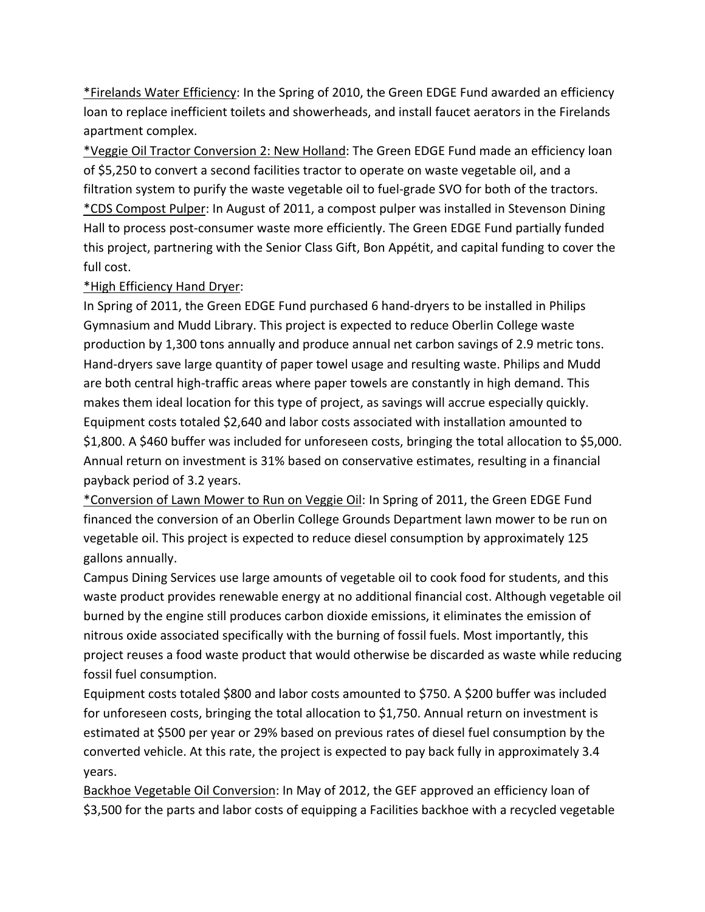*<u>Firelands Water Efficiency</u>: In the Spring of 2010, the Green EDGE Fund awarded an efficiency loan to replace inefficient toilets and showerheads, and install faucet aerators in the Firelands apartment complex.

*<u>Veggie Oil Tractor Conversion 2: New Holland</u>: The Green EDGE Fund made an efficiency loan of $5,250 to convert a second facilities tractor to operate on waste vegetable oil, and a filtration system to purify the waste vegetable oil to fuel-grade SVO for both of the tractors.

*<u>CDS Compost Pulper</u>: In August of 2011, a compost pulper was installed in Stevenson Dining Hall to process post-consumer waste more efficiently. The Green EDGE Fund partially funded this project, partnering with the Senior Class Gift, Bon Appétit, and capital funding to cover the full cost.

*<u>High Efficiency Hand Dryer</u>:

In Spring of 2011, the Green EDGE Fund purchased 6 hand-dryers to be installed in Philips Gymnasium and Mudd Library. This project is expected to reduce Oberlin College waste production by 1,300 tons annually and produce annual net carbon savings of 2.9 metric tons. Hand-dryers save large quantity of paper towel usage and resulting waste. Philips and Mudd are both central high-traffic areas where paper towels are constantly in high demand. This makes them ideal location for this type of project, as savings will accrue especially quickly. Equipment costs totaled $2,640 and labor costs associated with installation amounted to $1,800. A $460 buffer was included for unforeseen costs, bringing the total allocation to $5,000. Annual return on investment is 31% based on conservative estimates, resulting in a financial payback period of 3.2 years.

*<u>Conversion of Lawn Mower to Run on Veggie Oil</u>: In Spring of 2011, the Green EDGE Fund financed the conversion of an Oberlin College Grounds Department lawn mower to be run on vegetable oil. This project is expected to reduce diesel consumption by approximately 125 gallons annually.

Campus Dining Services use large amounts of vegetable oil to cook food for students, and this waste product provides renewable energy at no additional financial cost. Although vegetable oil burned by the engine still produces carbon dioxide emissions, it eliminates the emission of nitrous oxide associated specifically with the burning of fossil fuels. Most importantly, this project reuses a food waste product that would otherwise be discarded as waste while reducing fossil fuel consumption.

Equipment costs totaled $800 and labor costs amounted to $750. A $200 buffer was included for unforeseen costs, bringing the total allocation to $1,750. Annual return on investment is estimated at $500 per year or 29% based on previous rates of diesel fuel consumption by the converted vehicle. At this rate, the project is expected to pay back fully in approximately 3.4 years.

<u>Backhoe Vegetable Oil Conversion</u>: In May of 2012, the GEF approved an efficiency loan of $3,500 for the parts and labor costs of equipping a Facilities backhoe with a recycled vegetable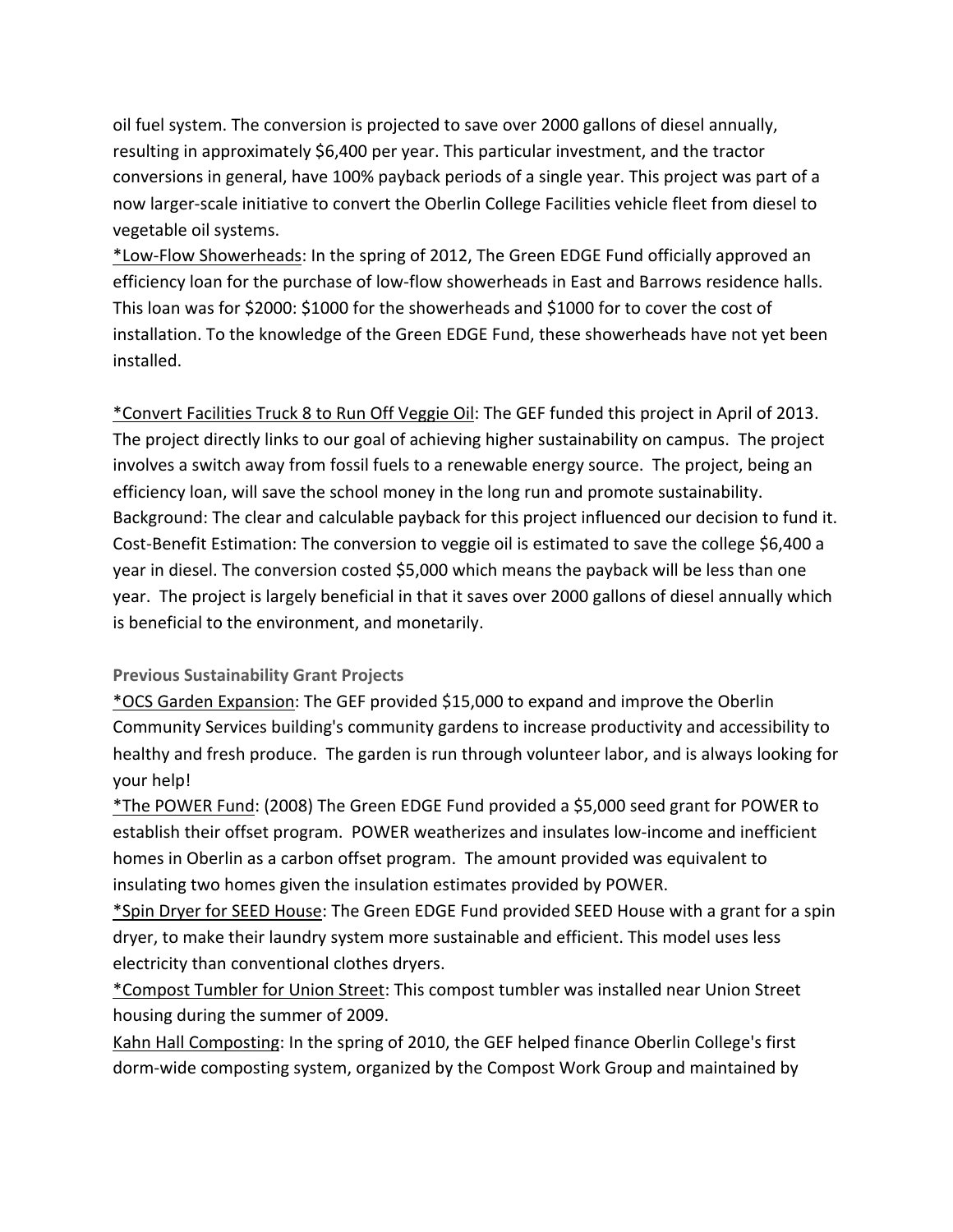oil fuel system. The conversion is projected to save over 2000 gallons of diesel annually, resulting in approximately $6,400 per year. This particular investment, and the tractor conversions in general, have 100% payback periods of a single year. This project was part of a now larger-scale initiative to convert the Oberlin College Facilities vehicle fleet from diesel to vegetable oil systems.

*Low-Flow Showerheads: In the spring of 2012, The Green EDGE Fund officially approved an efficiency loan for the purchase of low-flow showerheads in East and Barrows residence halls. This loan was for $2000: $1000 for the showerheads and $1000 for to cover the cost of installation. To the knowledge of the Green EDGE Fund, these showerheads have not yet been installed.

*Convert Facilities Truck 8 to Run Off Veggie Oil: The GEF funded this project in April of 2013. The project directly links to our goal of achieving higher sustainability on campus. The project involves a switch away from fossil fuels to a renewable energy source. The project, being an efficiency loan, will save the school money in the long run and promote sustainability. Background: The clear and calculable payback for this project influenced our decision to fund it. Cost-Benefit Estimation: The conversion to veggie oil is estimated to save the college $6,400 a year in diesel. The conversion costed $5,000 which means the payback will be less than one year. The project is largely beneficial in that it saves over 2000 gallons of diesel annually which is beneficial to the environment, and monetarily.

**Previous Sustainability Grant Projects**

*OCS Garden Expansion: The GEF provided $15,000 to expand and improve the Oberlin Community Services building's community gardens to increase productivity and accessibility to healthy and fresh produce. The garden is run through volunteer labor, and is always looking for your help!

*The POWER Fund: (2008) The Green EDGE Fund provided a $5,000 seed grant for POWER to establish their offset program. POWER weatherizes and insulates low-income and inefficient homes in Oberlin as a carbon offset program. The amount provided was equivalent to insulating two homes given the insulation estimates provided by POWER.

*Spin Dryer for SEED House: The Green EDGE Fund provided SEED House with a grant for a spin dryer, to make their laundry system more sustainable and efficient. This model uses less electricity than conventional clothes dryers.

*Compost Tumbler for Union Street: This compost tumbler was installed near Union Street housing during the summer of 2009.

Kahn Hall Composting: In the spring of 2010, the GEF helped finance Oberlin College's first dorm-wide composting system, organized by the Compost Work Group and maintained by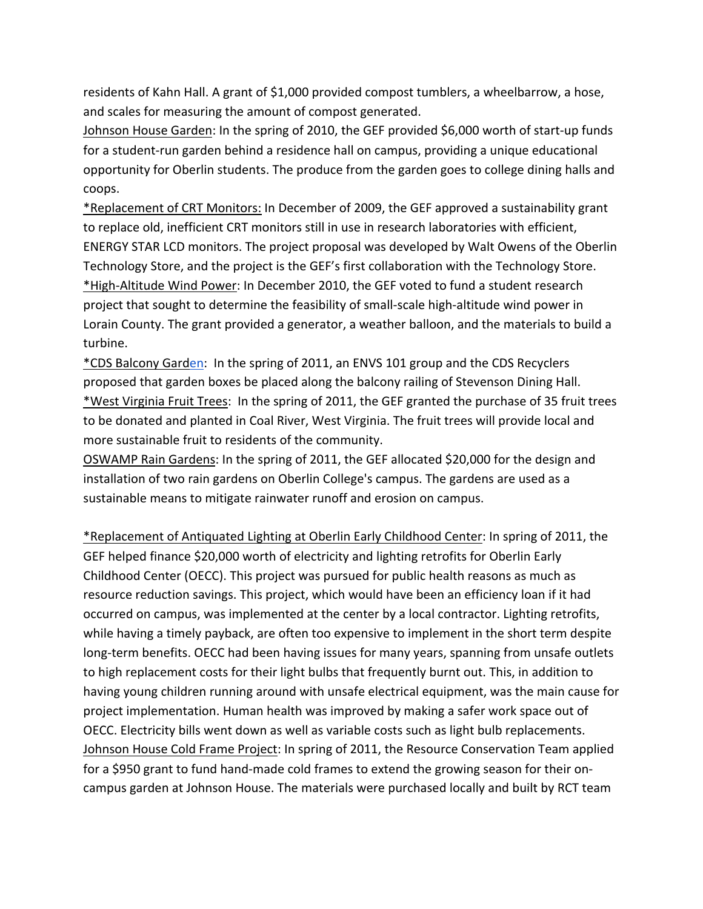residents of Kahn Hall. A grant of $1,000 provided compost tumblers, a wheelbarrow, a hose, and scales for measuring the amount of compost generated.

Johnson House Garden: In the spring of 2010, the GEF provided $6,000 worth of start-up funds for a student-run garden behind a residence hall on campus, providing a unique educational opportunity for Oberlin students. The produce from the garden goes to college dining halls and coops.

*Replacement of CRT Monitors: In December of 2009, the GEF approved a sustainability grant to replace old, inefficient CRT monitors still in use in research laboratories with efficient, ENERGY STAR LCD monitors. The project proposal was developed by Walt Owens of the Oberlin Technology Store, and the project is the GEF's first collaboration with the Technology Store.

*High-Altitude Wind Power: In December 2010, the GEF voted to fund a student research project that sought to determine the feasibility of small-scale high-altitude wind power in Lorain County. The grant provided a generator, a weather balloon, and the materials to build a turbine.

*CDS Balcony Garden: In the spring of 2011, an ENVS 101 group and the CDS Recyclers proposed that garden boxes be placed along the balcony railing of Stevenson Dining Hall.

*West Virginia Fruit Trees: In the spring of 2011, the GEF granted the purchase of 35 fruit trees to be donated and planted in Coal River, West Virginia. The fruit trees will provide local and more sustainable fruit to residents of the community.

OSWAMP Rain Gardens: In the spring of 2011, the GEF allocated $20,000 for the design and installation of two rain gardens on Oberlin College's campus. The gardens are used as a sustainable means to mitigate rainwater runoff and erosion on campus.

*Replacement of Antiquated Lighting at Oberlin Early Childhood Center: In spring of 2011, the GEF helped finance $20,000 worth of electricity and lighting retrofits for Oberlin Early Childhood Center (OECC). This project was pursued for public health reasons as much as resource reduction savings. This project, which would have been an efficiency loan if it had occurred on campus, was implemented at the center by a local contractor. Lighting retrofits, while having a timely payback, are often too expensive to implement in the short term despite long-term benefits. OECC had been having issues for many years, spanning from unsafe outlets to high replacement costs for their light bulbs that frequently burnt out. This, in addition to having young children running around with unsafe electrical equipment, was the main cause for project implementation. Human health was improved by making a safer work space out of OECC. Electricity bills went down as well as variable costs such as light bulb replacements.

Johnson House Cold Frame Project: In spring of 2011, the Resource Conservation Team applied for a $950 grant to fund hand-made cold frames to extend the growing season for their on-campus garden at Johnson House. The materials were purchased locally and built by RCT team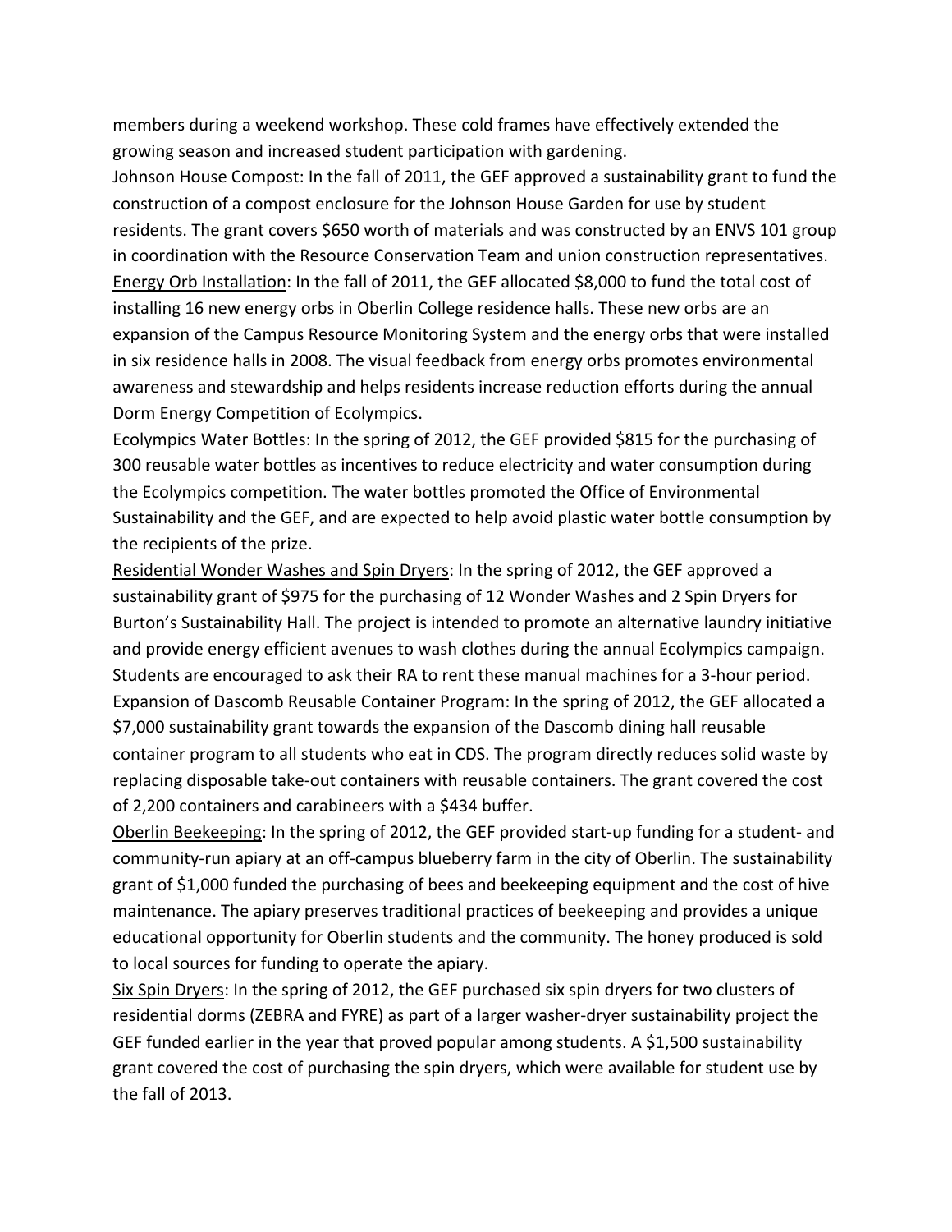members during a weekend workshop. These cold frames have effectively extended the growing season and increased student participation with gardening.

<u>Johnson House Compost</u>: In the fall of 2011, the GEF approved a sustainability grant to fund the construction of a compost enclosure for the Johnson House Garden for use by student residents. The grant covers $650 worth of materials and was constructed by an ENVS 101 group in coordination with the Resource Conservation Team and union construction representatives.

<u>Energy Orb Installation</u>: In the fall of 2011, the GEF allocated $8,000 to fund the total cost of installing 16 new energy orbs in Oberlin College residence halls. These new orbs are an expansion of the Campus Resource Monitoring System and the energy orbs that were installed in six residence halls in 2008. The visual feedback from energy orbs promotes environmental awareness and stewardship and helps residents increase reduction efforts during the annual Dorm Energy Competition of Ecolympics.

<u>Ecolympics Water Bottles</u>: In the spring of 2012, the GEF provided $815 for the purchasing of 300 reusable water bottles as incentives to reduce electricity and water consumption during the Ecolympics competition. The water bottles promoted the Office of Environmental Sustainability and the GEF, and are expected to help avoid plastic water bottle consumption by the recipients of the prize.

<u>Residential Wonder Washes and Spin Dryers</u>: In the spring of 2012, the GEF approved a sustainability grant of $975 for the purchasing of 12 Wonder Washes and 2 Spin Dryers for Burton's Sustainability Hall. The project is intended to promote an alternative laundry initiative and provide energy efficient avenues to wash clothes during the annual Ecolympics campaign. Students are encouraged to ask their RA to rent these manual machines for a 3-hour period.

<u>Expansion of Dascomb Reusable Container Program</u>: In the spring of 2012, the GEF allocated a $7,000 sustainability grant towards the expansion of the Dascomb dining hall reusable container program to all students who eat in CDS. The program directly reduces solid waste by replacing disposable take-out containers with reusable containers. The grant covered the cost of 2,200 containers and carabineers with a $434 buffer.

<u>Oberlin Beekeeping</u>: In the spring of 2012, the GEF provided start-up funding for a student- and community-run apiary at an off-campus blueberry farm in the city of Oberlin. The sustainability grant of $1,000 funded the purchasing of bees and beekeeping equipment and the cost of hive maintenance. The apiary preserves traditional practices of beekeeping and provides a unique educational opportunity for Oberlin students and the community. The honey produced is sold to local sources for funding to operate the apiary.

<u>Six Spin Dryers</u>: In the spring of 2012, the GEF purchased six spin dryers for two clusters of residential dorms (ZEBRA and FYRE) as part of a larger washer-dryer sustainability project the GEF funded earlier in the year that proved popular among students. A $1,500 sustainability grant covered the cost of purchasing the spin dryers, which were available for student use by the fall of 2013.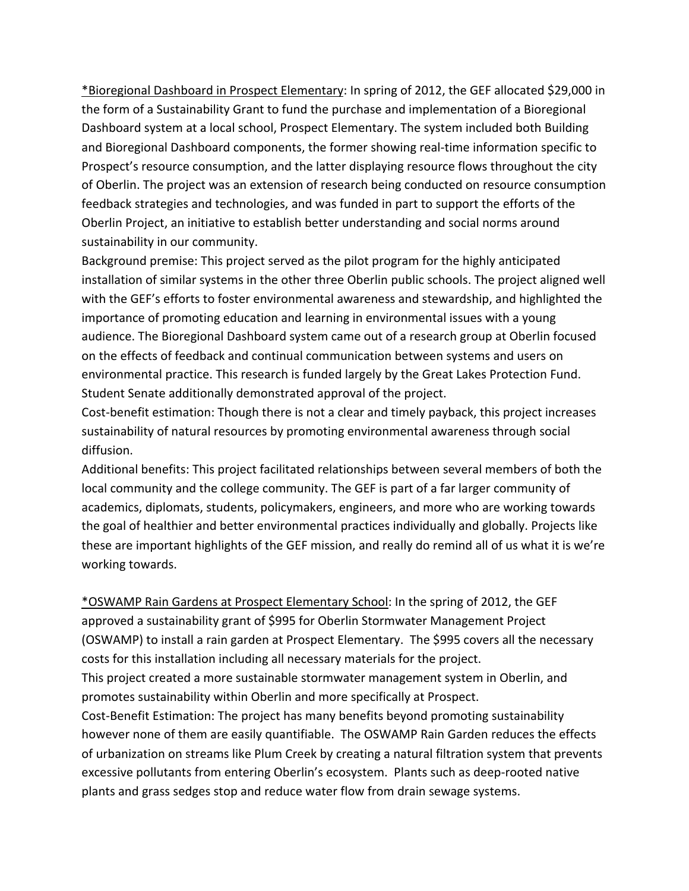*<u>Bioregional Dashboard in Prospect Elementary</u>: In spring of 2012, the GEF allocated $29,000 in the form of a Sustainability Grant to fund the purchase and implementation of a Bioregional Dashboard system at a local school, Prospect Elementary. The system included both Building and Bioregional Dashboard components, the former showing real-time information specific to Prospect's resource consumption, and the latter displaying resource flows throughout the city of Oberlin. The project was an extension of research being conducted on resource consumption feedback strategies and technologies, and was funded in part to support the efforts of the Oberlin Project, an initiative to establish better understanding and social norms around sustainability in our community.

Background premise: This project served as the pilot program for the highly anticipated installation of similar systems in the other three Oberlin public schools. The project aligned well with the GEF's efforts to foster environmental awareness and stewardship, and highlighted the importance of promoting education and learning in environmental issues with a young audience. The Bioregional Dashboard system came out of a research group at Oberlin focused on the effects of feedback and continual communication between systems and users on environmental practice. This research is funded largely by the Great Lakes Protection Fund. Student Senate additionally demonstrated approval of the project.

Cost-benefit estimation: Though there is not a clear and timely payback, this project increases sustainability of natural resources by promoting environmental awareness through social diffusion.

Additional benefits: This project facilitated relationships between several members of both the local community and the college community. The GEF is part of a far larger community of academics, diplomats, students, policymakers, engineers, and more who are working towards the goal of healthier and better environmental practices individually and globally. Projects like these are important highlights of the GEF mission, and really do remind all of us what it is we're working towards.

*<u>OSWAMP Rain Gardens at Prospect Elementary School</u>: In the spring of 2012, the GEF approved a sustainability grant of $995 for Oberlin Stormwater Management Project (OSWAMP) to install a rain garden at Prospect Elementary. The $995 covers all the necessary costs for this installation including all necessary materials for the project.

This project created a more sustainable stormwater management system in Oberlin, and promotes sustainability within Oberlin and more specifically at Prospect.

Cost-Benefit Estimation: The project has many benefits beyond promoting sustainability however none of them are easily quantifiable. The OSWAMP Rain Garden reduces the effects of urbanization on streams like Plum Creek by creating a natural filtration system that prevents excessive pollutants from entering Oberlin's ecosystem. Plants such as deep-rooted native plants and grass sedges stop and reduce water flow from drain sewage systems.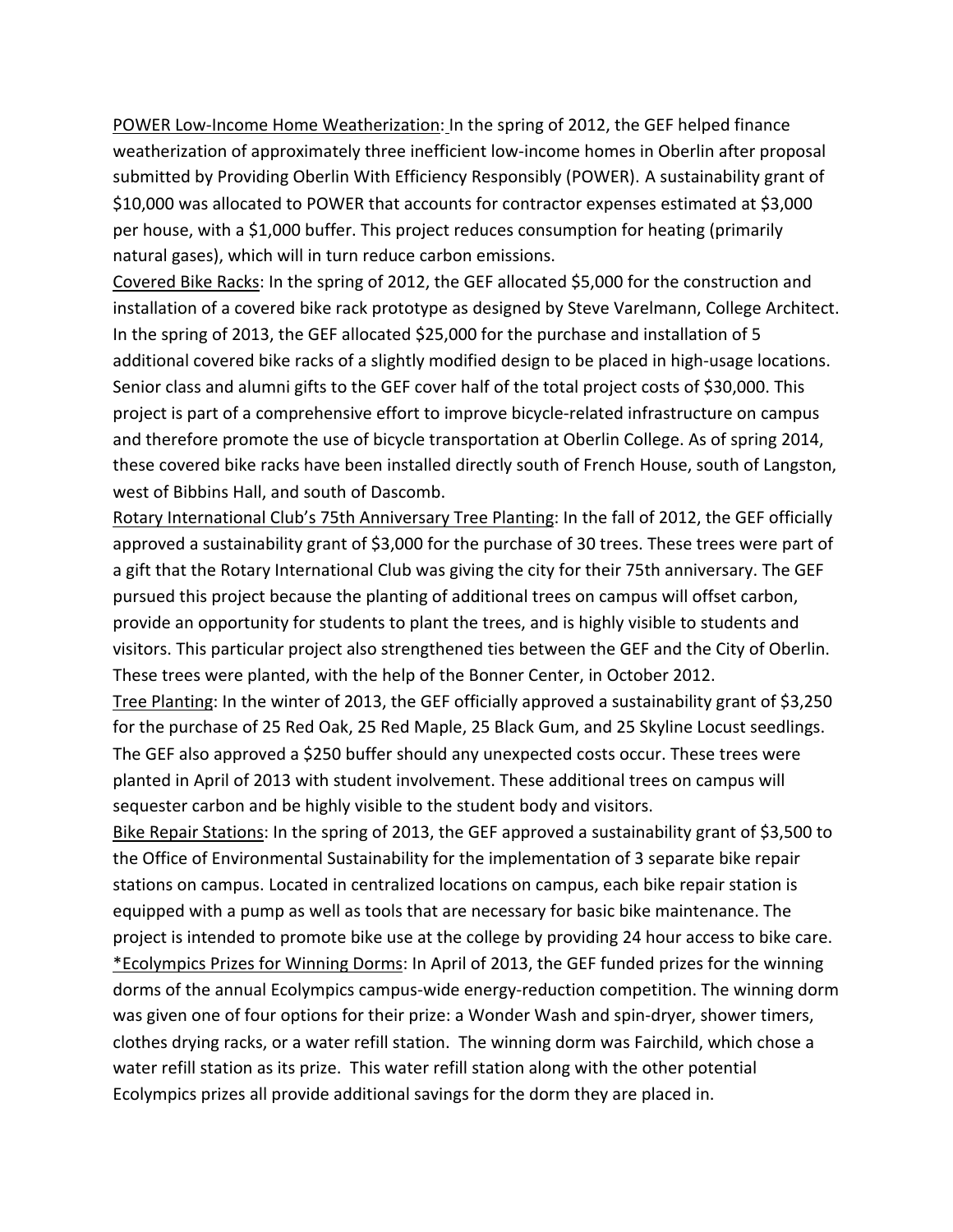<u>POWER Low-Income Home Weatherization:</u> In the spring of 2012, the GEF helped finance weatherization of approximately three inefficient low-income homes in Oberlin after proposal submitted by Providing Oberlin With Efficiency Responsibly (POWER). A sustainability grant of $10,000 was allocated to POWER that accounts for contractor expenses estimated at $3,000 per house, with a $1,000 buffer. This project reduces consumption for heating (primarily natural gases), which will in turn reduce carbon emissions.

<u>Covered Bike Racks</u>: In the spring of 2012, the GEF allocated $5,000 for the construction and installation of a covered bike rack prototype as designed by Steve Varelmann, College Architect. In the spring of 2013, the GEF allocated $25,000 for the purchase and installation of 5 additional covered bike racks of a slightly modified design to be placed in high-usage locations. Senior class and alumni gifts to the GEF cover half of the total project costs of $30,000. This project is part of a comprehensive effort to improve bicycle-related infrastructure on campus and therefore promote the use of bicycle transportation at Oberlin College. As of spring 2014, these covered bike racks have been installed directly south of French House, south of Langston, west of Bibbins Hall, and south of Dascomb.

<u>Rotary International Club's 75th Anniversary Tree Planting</u>: In the fall of 2012, the GEF officially approved a sustainability grant of $3,000 for the purchase of 30 trees. These trees were part of a gift that the Rotary International Club was giving the city for their 75th anniversary. The GEF pursued this project because the planting of additional trees on campus will offset carbon, provide an opportunity for students to plant the trees, and is highly visible to students and visitors. This particular project also strengthened ties between the GEF and the City of Oberlin. These trees were planted, with the help of the Bonner Center, in October 2012.

<u>Tree Planting</u>: In the winter of 2013, the GEF officially approved a sustainability grant of $3,250 for the purchase of 25 Red Oak, 25 Red Maple, 25 Black Gum, and 25 Skyline Locust seedlings. The GEF also approved a $250 buffer should any unexpected costs occur. These trees were planted in April of 2013 with student involvement. These additional trees on campus will sequester carbon and be highly visible to the student body and visitors.

<u>Bike Repair Stations</u>: In the spring of 2013, the GEF approved a sustainability grant of $3,500 to the Office of Environmental Sustainability for the implementation of 3 separate bike repair stations on campus. Located in centralized locations on campus, each bike repair station is equipped with a pump as well as tools that are necessary for basic bike maintenance. The project is intended to promote bike use at the college by providing 24 hour access to bike care.

<u>*Ecolympics Prizes for Winning Dorms</u>: In April of 2013, the GEF funded prizes for the winning dorms of the annual Ecolympics campus-wide energy-reduction competition. The winning dorm was given one of four options for their prize: a Wonder Wash and spin-dryer, shower timers, clothes drying racks, or a water refill station. The winning dorm was Fairchild, which chose a water refill station as its prize. This water refill station along with the other potential Ecolympics prizes all provide additional savings for the dorm they are placed in.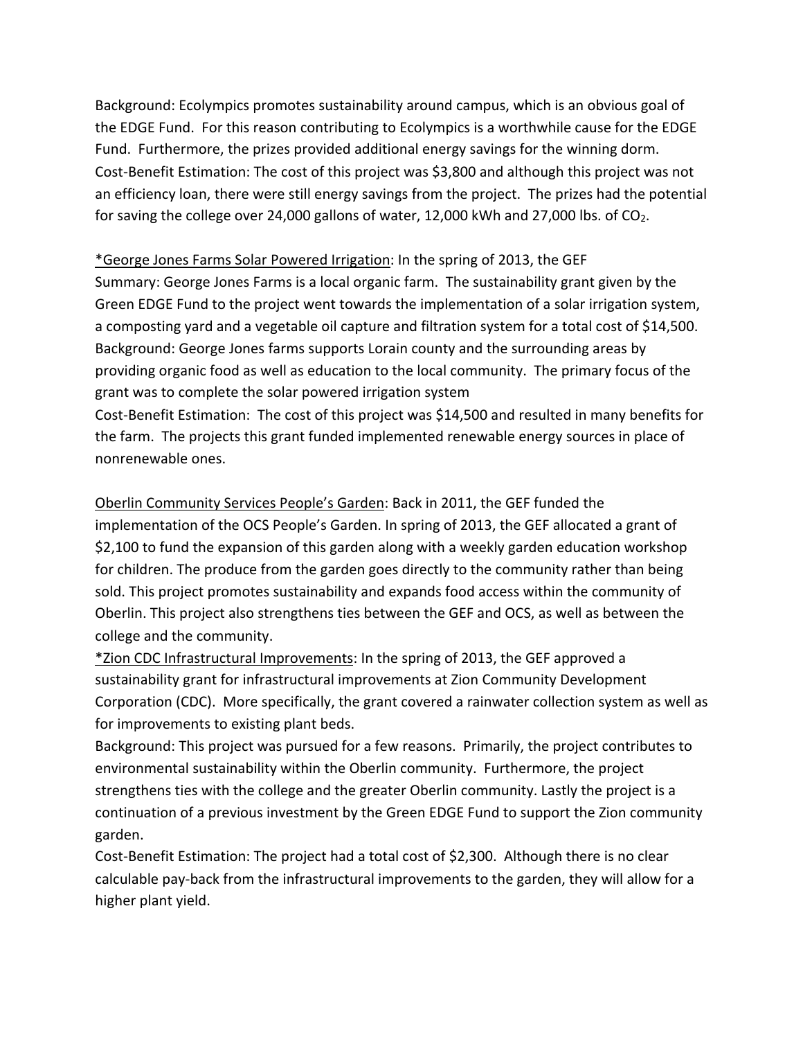Background: Ecolympics promotes sustainability around campus, which is an obvious goal of the EDGE Fund. For this reason contributing to Ecolympics is a worthwhile cause for the EDGE Fund. Furthermore, the prizes provided additional energy savings for the winning dorm.
Cost-Benefit Estimation: The cost of this project was $3,800 and although this project was not an efficiency loan, there were still energy savings from the project. The prizes had the potential for saving the college over 24,000 gallons of water, 12,000 kWh and 27,000 lbs. of $CO_2$.

*George Jones Farms Solar Powered Irrigation: In the spring of 2013, the GEF
Summary: George Jones Farms is a local organic farm. The sustainability grant given by the Green EDGE Fund to the project went towards the implementation of a solar irrigation system, a composting yard and a vegetable oil capture and filtration system for a total cost of $14,500.
Background: George Jones farms supports Lorain county and the surrounding areas by providing organic food as well as education to the local community. The primary focus of the grant was to complete the solar powered irrigation system
Cost-Benefit Estimation: The cost of this project was $14,500 and resulted in many benefits for the farm. The projects this grant funded implemented renewable energy sources in place of nonrenewable ones.

Oberlin Community Services People's Garden: Back in 2011, the GEF funded the implementation of the OCS People's Garden. In spring of 2013, the GEF allocated a grant of $2,100 to fund the expansion of this garden along with a weekly garden education workshop for children. The produce from the garden goes directly to the community rather than being sold. This project promotes sustainability and expands food access within the community of Oberlin. This project also strengthens ties between the GEF and OCS, as well as between the college and the community.

*Zion CDC Infrastructural Improvements: In the spring of 2013, the GEF approved a sustainability grant for infrastructural improvements at Zion Community Development Corporation (CDC). More specifically, the grant covered a rainwater collection system as well as for improvements to existing plant beds.
Background: This project was pursued for a few reasons. Primarily, the project contributes to environmental sustainability within the Oberlin community. Furthermore, the project strengthens ties with the college and the greater Oberlin community. Lastly the project is a continuation of a previous investment by the Green EDGE Fund to support the Zion community garden.
Cost-Benefit Estimation: The project had a total cost of $2,300. Although there is no clear calculable pay-back from the infrastructural improvements to the garden, they will allow for a higher plant yield.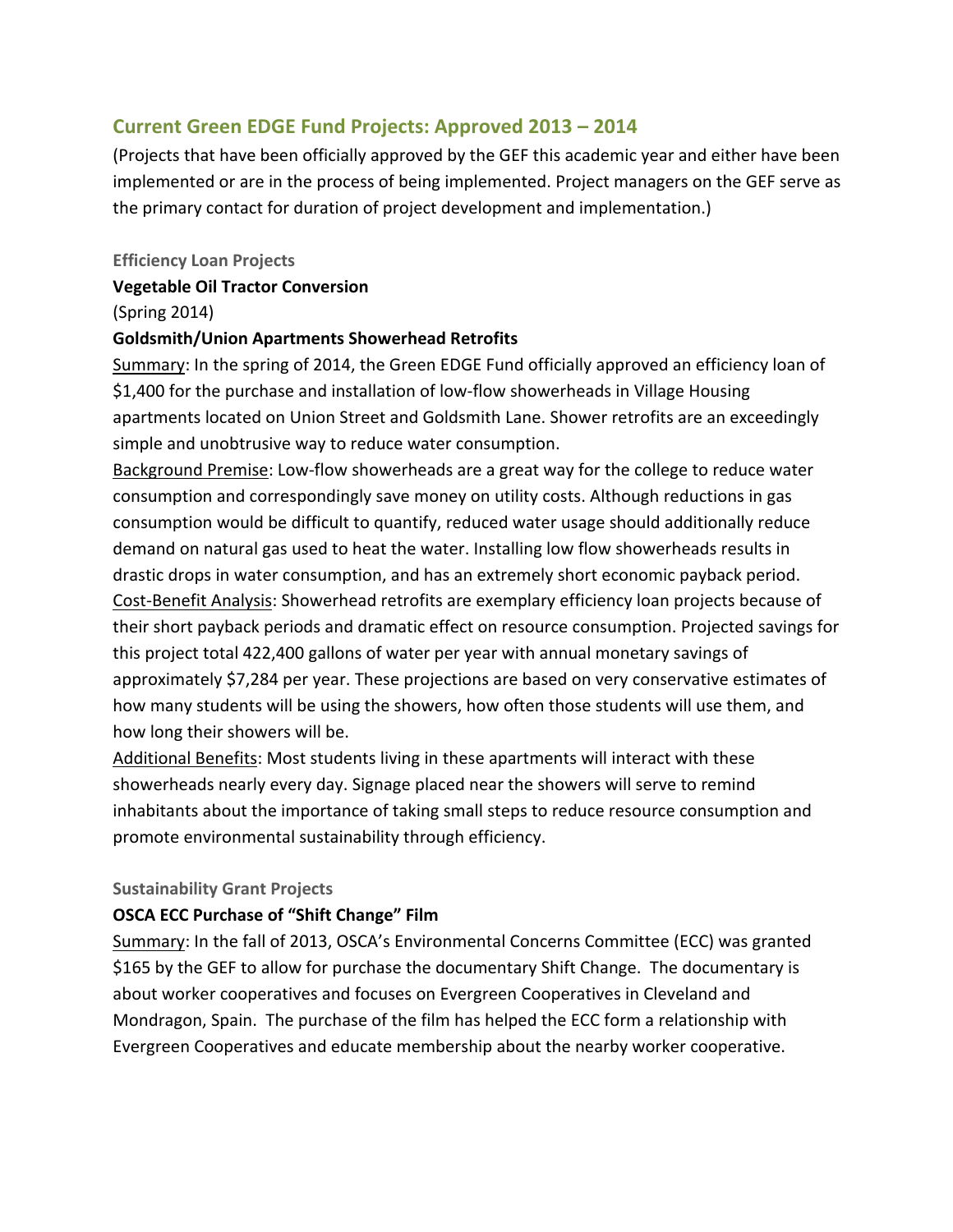## Current Green EDGE Fund Projects: Approved 2013 – 2014

(Projects that have been officially approved by the GEF this academic year and either have been implemented or are in the process of being implemented. Project managers on the GEF serve as the primary contact for duration of project development and implementation.)

### Efficiency Loan Projects

**Vegetable Oil Tractor Conversion**

(Spring 2014)

**Goldsmith/Union Apartments Showerhead Retrofits**

Summary: In the spring of 2014, the Green EDGE Fund officially approved an efficiency loan of $1,400 for the purchase and installation of low-flow showerheads in Village Housing apartments located on Union Street and Goldsmith Lane. Shower retrofits are an exceedingly simple and unobtrusive way to reduce water consumption.

Background Premise: Low-flow showerheads are a great way for the college to reduce water consumption and correspondingly save money on utility costs. Although reductions in gas consumption would be difficult to quantify, reduced water usage should additionally reduce demand on natural gas used to heat the water. Installing low flow showerheads results in drastic drops in water consumption, and has an extremely short economic payback period.

Cost-Benefit Analysis: Showerhead retrofits are exemplary efficiency loan projects because of their short payback periods and dramatic effect on resource consumption. Projected savings for this project total 422,400 gallons of water per year with annual monetary savings of approximately $7,284 per year. These projections are based on very conservative estimates of how many students will be using the showers, how often those students will use them, and how long their showers will be.

Additional Benefits: Most students living in these apartments will interact with these showerheads nearly every day. Signage placed near the showers will serve to remind inhabitants about the importance of taking small steps to reduce resource consumption and promote environmental sustainability through efficiency.

### Sustainability Grant Projects

**OSCA ECC Purchase of "Shift Change" Film**

Summary: In the fall of 2013, OSCA's Environmental Concerns Committee (ECC) was granted $165 by the GEF to allow for purchase the documentary Shift Change. The documentary is about worker cooperatives and focuses on Evergreen Cooperatives in Cleveland and Mondragon, Spain. The purchase of the film has helped the ECC form a relationship with Evergreen Cooperatives and educate membership about the nearby worker cooperative.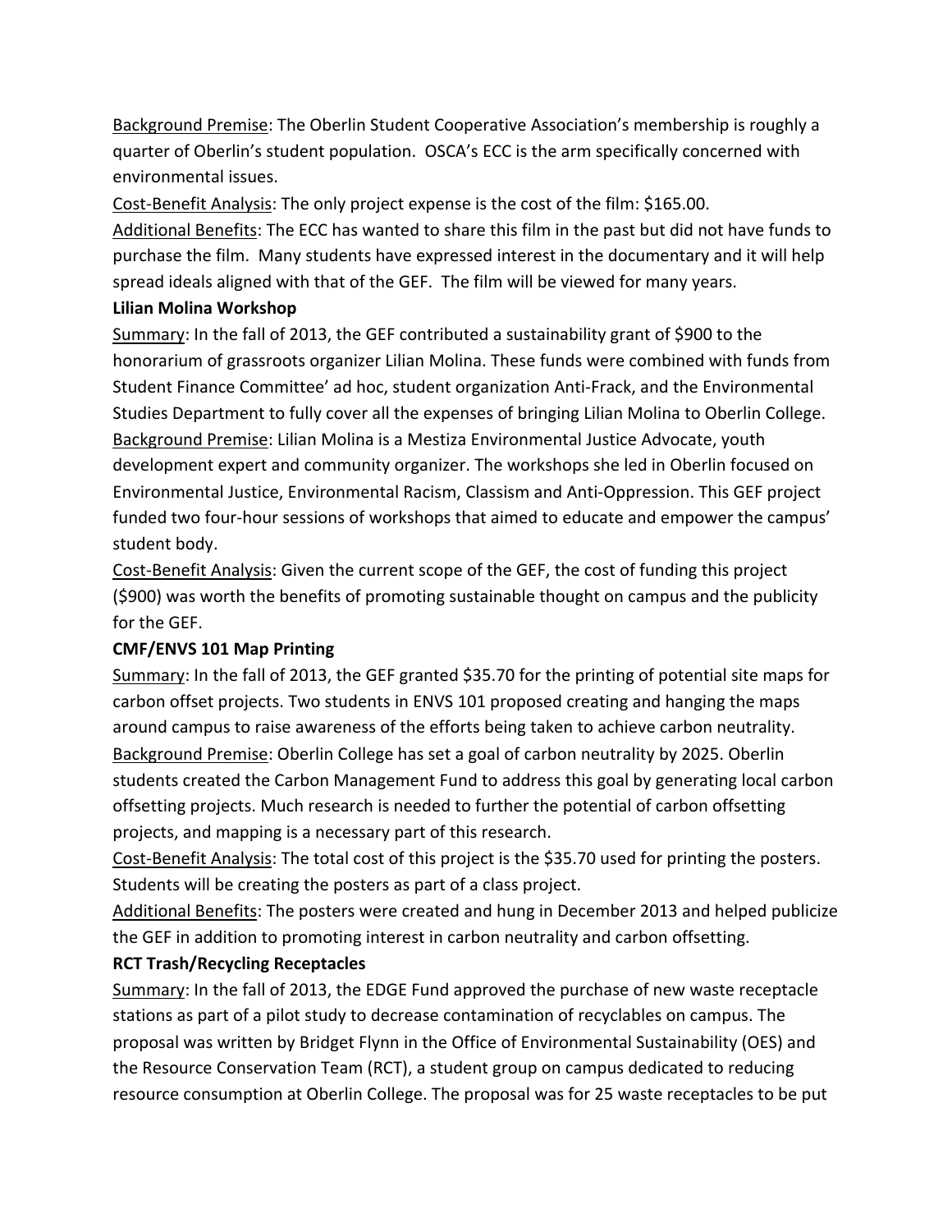Background Premise: The Oberlin Student Cooperative Association's membership is roughly a quarter of Oberlin's student population. OSCA's ECC is the arm specifically concerned with environmental issues.

Cost-Benefit Analysis: The only project expense is the cost of the film: $165.00.

Additional Benefits: The ECC has wanted to share this film in the past but did not have funds to purchase the film. Many students have expressed interest in the documentary and it will help spread ideals aligned with that of the GEF. The film will be viewed for many years.

**Lilian Molina Workshop**

Summary: In the fall of 2013, the GEF contributed a sustainability grant of $900 to the honorarium of grassroots organizer Lilian Molina. These funds were combined with funds from Student Finance Committee' ad hoc, student organization Anti-Frack, and the Environmental Studies Department to fully cover all the expenses of bringing Lilian Molina to Oberlin College.

Background Premise: Lilian Molina is a Mestiza Environmental Justice Advocate, youth development expert and community organizer. The workshops she led in Oberlin focused on Environmental Justice, Environmental Racism, Classism and Anti-Oppression. This GEF project funded two four-hour sessions of workshops that aimed to educate and empower the campus' student body.

Cost-Benefit Analysis: Given the current scope of the GEF, the cost of funding this project ($900) was worth the benefits of promoting sustainable thought on campus and the publicity for the GEF.

**CMF/ENVS 101 Map Printing**

Summary: In the fall of 2013, the GEF granted $35.70 for the printing of potential site maps for carbon offset projects. Two students in ENVS 101 proposed creating and hanging the maps around campus to raise awareness of the efforts being taken to achieve carbon neutrality.

Background Premise: Oberlin College has set a goal of carbon neutrality by 2025. Oberlin students created the Carbon Management Fund to address this goal by generating local carbon offsetting projects. Much research is needed to further the potential of carbon offsetting projects, and mapping is a necessary part of this research.

Cost-Benefit Analysis: The total cost of this project is the $35.70 used for printing the posters. Students will be creating the posters as part of a class project.

Additional Benefits: The posters were created and hung in December 2013 and helped publicize the GEF in addition to promoting interest in carbon neutrality and carbon offsetting.

**RCT Trash/Recycling Receptacles**

Summary: In the fall of 2013, the EDGE Fund approved the purchase of new waste receptacle stations as part of a pilot study to decrease contamination of recyclables on campus. The proposal was written by Bridget Flynn in the Office of Environmental Sustainability (OES) and the Resource Conservation Team (RCT), a student group on campus dedicated to reducing resource consumption at Oberlin College. The proposal was for 25 waste receptacles to be put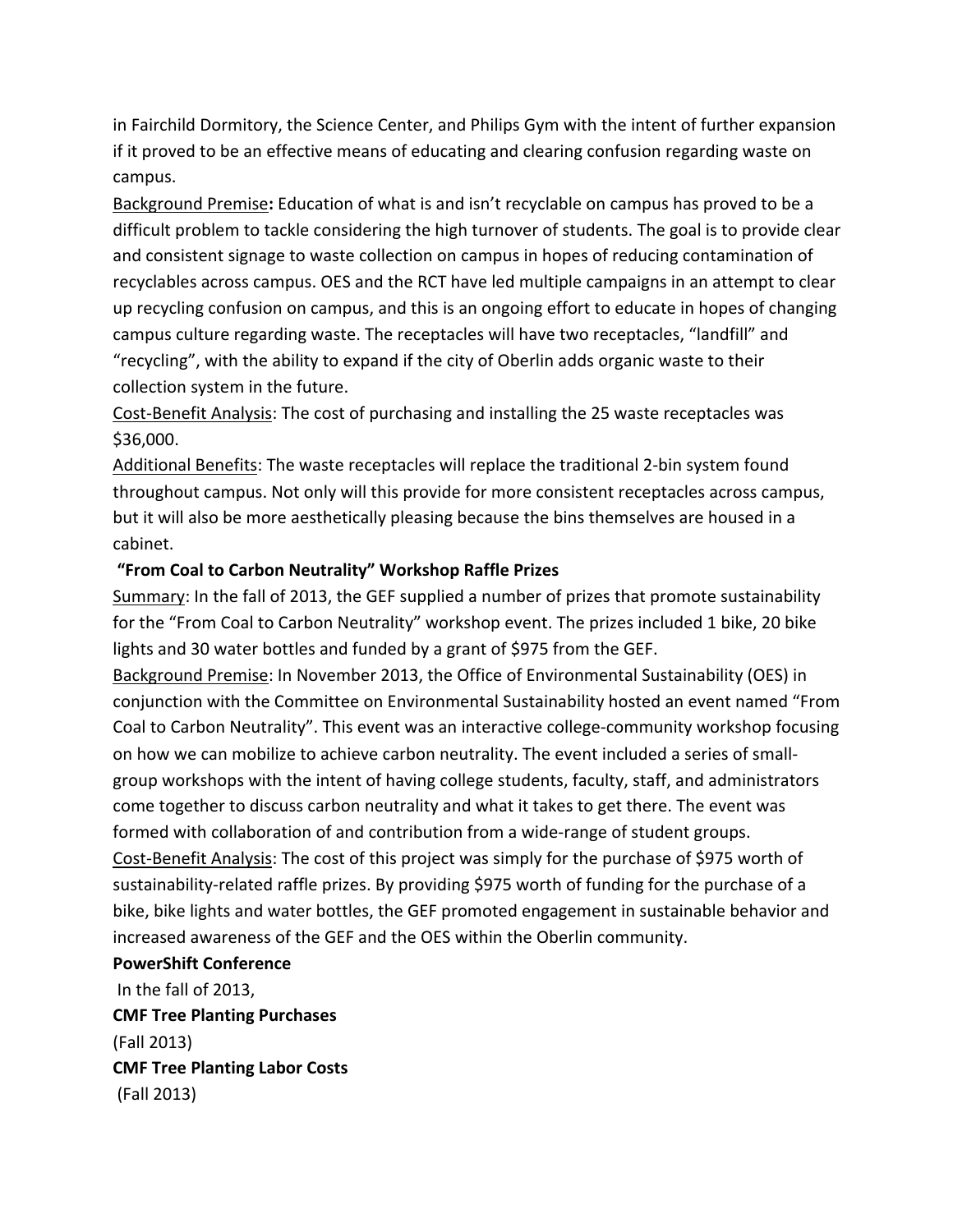in Fairchild Dormitory, the Science Center, and Philips Gym with the intent of further expansion if it proved to be an effective means of educating and clearing confusion regarding waste on campus.

Background Premise: Education of what is and isn't recyclable on campus has proved to be a difficult problem to tackle considering the high turnover of students. The goal is to provide clear and consistent signage to waste collection on campus in hopes of reducing contamination of recyclables across campus. OES and the RCT have led multiple campaigns in an attempt to clear up recycling confusion on campus, and this is an ongoing effort to educate in hopes of changing campus culture regarding waste. The receptacles will have two receptacles, "landfill" and "recycling", with the ability to expand if the city of Oberlin adds organic waste to their collection system in the future.

Cost-Benefit Analysis: The cost of purchasing and installing the 25 waste receptacles was $36,000.

Additional Benefits: The waste receptacles will replace the traditional 2-bin system found throughout campus. Not only will this provide for more consistent receptacles across campus, but it will also be more aesthetically pleasing because the bins themselves are housed in a cabinet.

**"From Coal to Carbon Neutrality" Workshop Raffle Prizes**

Summary: In the fall of 2013, the GEF supplied a number of prizes that promote sustainability for the "From Coal to Carbon Neutrality" workshop event. The prizes included 1 bike, 20 bike lights and 30 water bottles and funded by a grant of $975 from the GEF.

Background Premise: In November 2013, the Office of Environmental Sustainability (OES) in conjunction with the Committee on Environmental Sustainability hosted an event named "From Coal to Carbon Neutrality". This event was an interactive college-community workshop focusing on how we can mobilize to achieve carbon neutrality. The event included a series of small-group workshops with the intent of having college students, faculty, staff, and administrators come together to discuss carbon neutrality and what it takes to get there. The event was formed with collaboration of and contribution from a wide-range of student groups.

Cost-Benefit Analysis: The cost of this project was simply for the purchase of $975 worth of sustainability-related raffle prizes. By providing $975 worth of funding for the purchase of a bike, bike lights and water bottles, the GEF promoted engagement in sustainable behavior and increased awareness of the GEF and the OES within the Oberlin community.

**PowerShift Conference**

In the fall of 2013,

**CMF Tree Planting Purchases**

(Fall 2013)

**CMF Tree Planting Labor Costs**

(Fall 2013)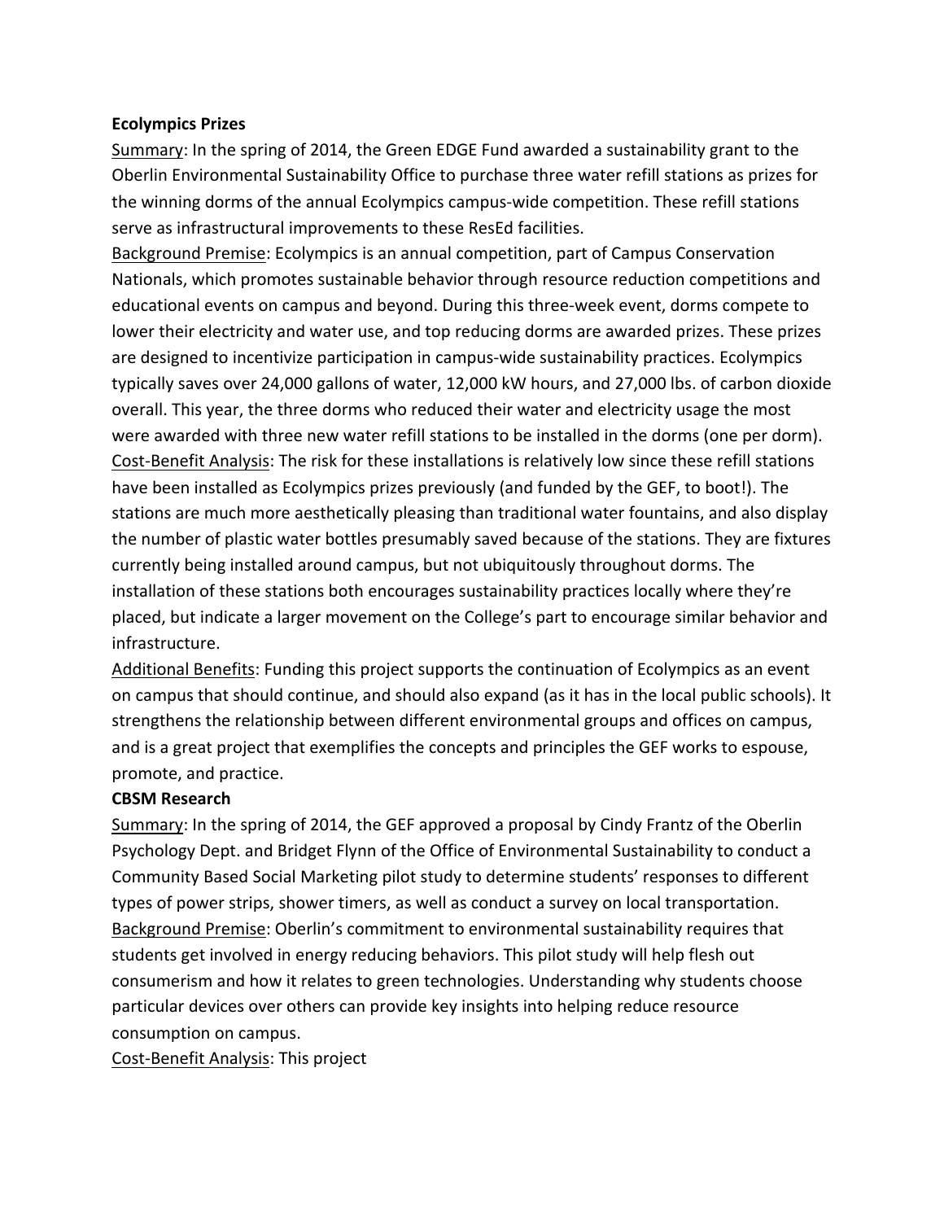**Ecolympics Prizes**

Summary: In the spring of 2014, the Green EDGE Fund awarded a sustainability grant to the Oberlin Environmental Sustainability Office to purchase three water refill stations as prizes for the winning dorms of the annual Ecolympics campus-wide competition. These refill stations serve as infrastructural improvements to these ResEd facilities.

Background Premise: Ecolympics is an annual competition, part of Campus Conservation Nationals, which promotes sustainable behavior through resource reduction competitions and educational events on campus and beyond. During this three-week event, dorms compete to lower their electricity and water use, and top reducing dorms are awarded prizes. These prizes are designed to incentivize participation in campus-wide sustainability practices. Ecolympics typically saves over 24,000 gallons of water, 12,000 kW hours, and 27,000 lbs. of carbon dioxide overall. This year, the three dorms who reduced their water and electricity usage the most were awarded with three new water refill stations to be installed in the dorms (one per dorm).

Cost-Benefit Analysis: The risk for these installations is relatively low since these refill stations have been installed as Ecolympics prizes previously (and funded by the GEF, to boot!). The stations are much more aesthetically pleasing than traditional water fountains, and also display the number of plastic water bottles presumably saved because of the stations. They are fixtures currently being installed around campus, but not ubiquitously throughout dorms. The installation of these stations both encourages sustainability practices locally where they're placed, but indicate a larger movement on the College's part to encourage similar behavior and infrastructure.

Additional Benefits: Funding this project supports the continuation of Ecolympics as an event on campus that should continue, and should also expand (as it has in the local public schools). It strengthens the relationship between different environmental groups and offices on campus, and is a great project that exemplifies the concepts and principles the GEF works to espouse, promote, and practice.

**CBSM Research**

Summary: In the spring of 2014, the GEF approved a proposal by Cindy Frantz of the Oberlin Psychology Dept. and Bridget Flynn of the Office of Environmental Sustainability to conduct a Community Based Social Marketing pilot study to determine students' responses to different types of power strips, shower timers, as well as conduct a survey on local transportation.

Background Premise: Oberlin's commitment to environmental sustainability requires that students get involved in energy reducing behaviors. This pilot study will help flesh out consumerism and how it relates to green technologies. Understanding why students choose particular devices over others can provide key insights into helping reduce resource consumption on campus.

Cost-Benefit Analysis: This project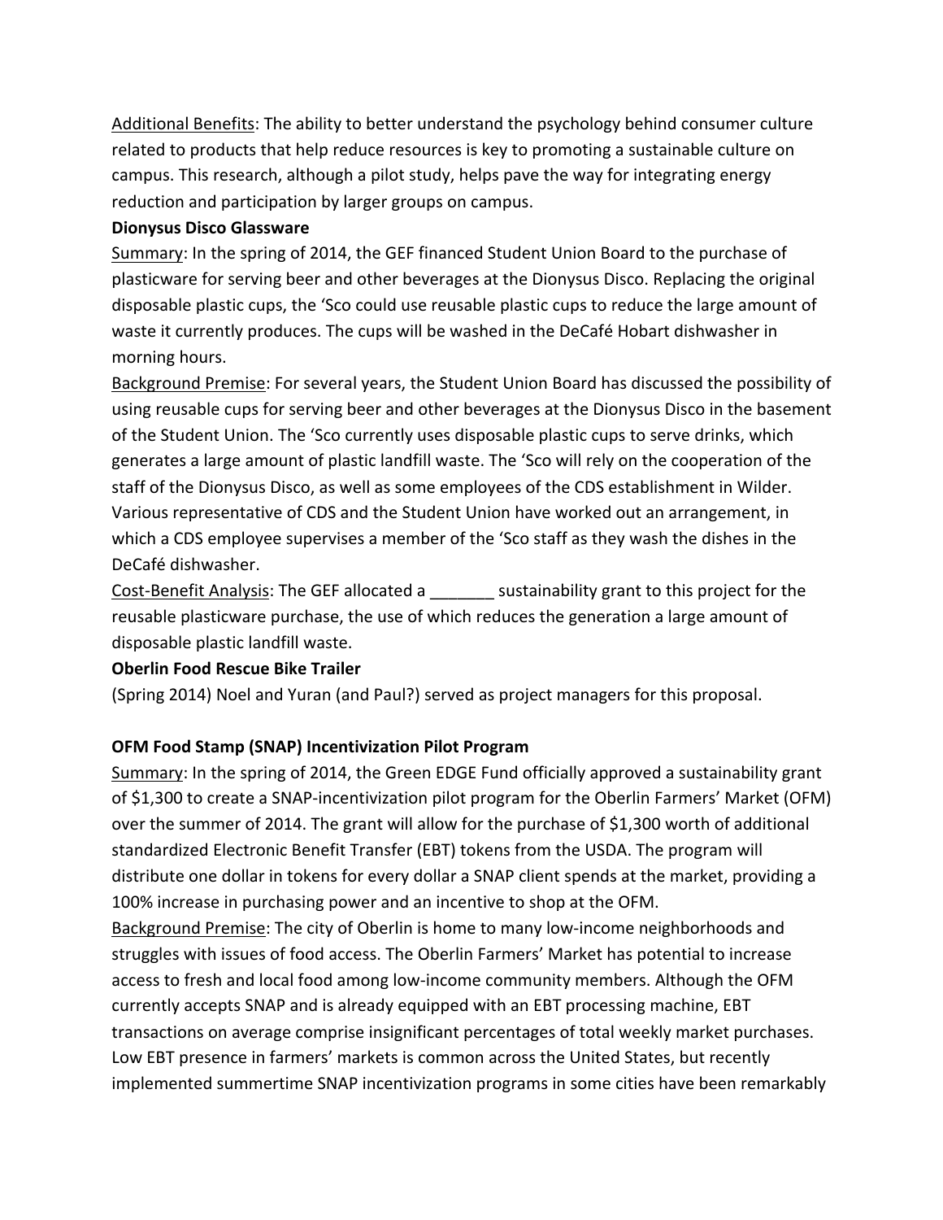Additional Benefits: The ability to better understand the psychology behind consumer culture related to products that help reduce resources is key to promoting a sustainable culture on campus. This research, although a pilot study, helps pave the way for integrating energy reduction and participation by larger groups on campus.

**Dionysus Disco Glassware**

Summary: In the spring of 2014, the GEF financed Student Union Board to the purchase of plasticware for serving beer and other beverages at the Dionysus Disco. Replacing the original disposable plastic cups, the 'Sco could use reusable plastic cups to reduce the large amount of waste it currently produces. The cups will be washed in the DeCafé Hobart dishwasher in morning hours.

Background Premise: For several years, the Student Union Board has discussed the possibility of using reusable cups for serving beer and other beverages at the Dionysus Disco in the basement of the Student Union. The 'Sco currently uses disposable plastic cups to serve drinks, which generates a large amount of plastic landfill waste. The 'Sco will rely on the cooperation of the staff of the Dionysus Disco, as well as some employees of the CDS establishment in Wilder. Various representative of CDS and the Student Union have worked out an arrangement, in which a CDS employee supervises a member of the 'Sco staff as they wash the dishes in the DeCafé dishwasher.

Cost-Benefit Analysis: The GEF allocated a _______ sustainability grant to this project for the reusable plasticware purchase, the use of which reduces the generation a large amount of disposable plastic landfill waste.

**Oberlin Food Rescue Bike Trailer**

(Spring 2014) Noel and Yuran (and Paul?) served as project managers for this proposal.

**OFM Food Stamp (SNAP) Incentivization Pilot Program**

Summary: In the spring of 2014, the Green EDGE Fund officially approved a sustainability grant of $1,300 to create a SNAP-incentivization pilot program for the Oberlin Farmers' Market (OFM) over the summer of 2014. The grant will allow for the purchase of $1,300 worth of additional standardized Electronic Benefit Transfer (EBT) tokens from the USDA. The program will distribute one dollar in tokens for every dollar a SNAP client spends at the market, providing a 100% increase in purchasing power and an incentive to shop at the OFM.

Background Premise: The city of Oberlin is home to many low-income neighborhoods and struggles with issues of food access. The Oberlin Farmers' Market has potential to increase access to fresh and local food among low-income community members. Although the OFM currently accepts SNAP and is already equipped with an EBT processing machine, EBT transactions on average comprise insignificant percentages of total weekly market purchases. Low EBT presence in farmers' markets is common across the United States, but recently implemented summertime SNAP incentivization programs in some cities have been remarkably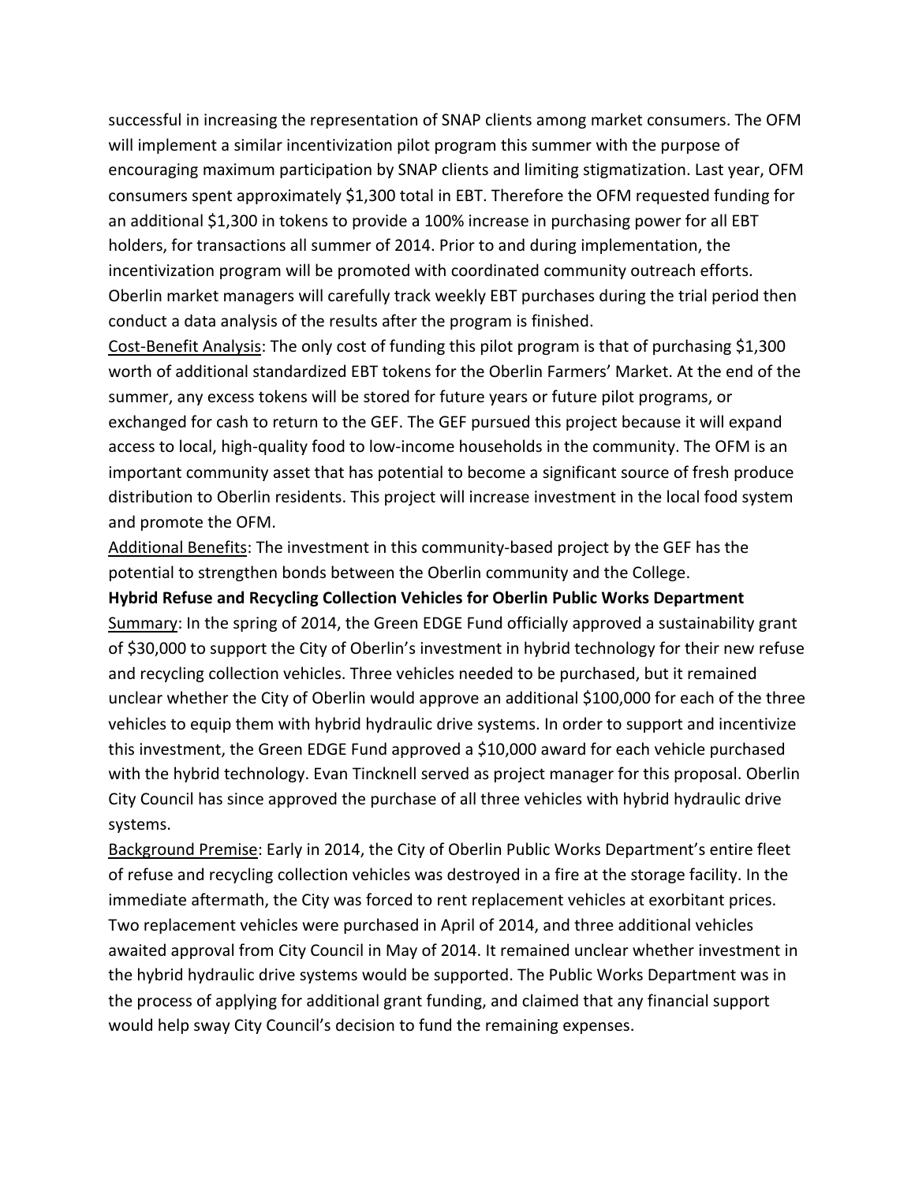successful in increasing the representation of SNAP clients among market consumers. The OFM will implement a similar incentivization pilot program this summer with the purpose of encouraging maximum participation by SNAP clients and limiting stigmatization. Last year, OFM consumers spent approximately $1,300 total in EBT. Therefore the OFM requested funding for an additional $1,300 in tokens to provide a 100% increase in purchasing power for all EBT holders, for transactions all summer of 2014. Prior to and during implementation, the incentivization program will be promoted with coordinated community outreach efforts. Oberlin market managers will carefully track weekly EBT purchases during the trial period then conduct a data analysis of the results after the program is finished.

<u>Cost-Benefit Analysis</u>: The only cost of funding this pilot program is that of purchasing $1,300 worth of additional standardized EBT tokens for the Oberlin Farmers' Market. At the end of the summer, any excess tokens will be stored for future years or future pilot programs, or exchanged for cash to return to the GEF. The GEF pursued this project because it will expand access to local, high-quality food to low-income households in the community. The OFM is an important community asset that has potential to become a significant source of fresh produce distribution to Oberlin residents. This project will increase investment in the local food system and promote the OFM.

<u>Additional Benefits</u>: The investment in this community-based project by the GEF has the potential to strengthen bonds between the Oberlin community and the College.

**Hybrid Refuse and Recycling Collection Vehicles for Oberlin Public Works Department**

<u>Summary</u>: In the spring of 2014, the Green EDGE Fund officially approved a sustainability grant of $30,000 to support the City of Oberlin's investment in hybrid technology for their new refuse and recycling collection vehicles. Three vehicles needed to be purchased, but it remained unclear whether the City of Oberlin would approve an additional $100,000 for each of the three vehicles to equip them with hybrid hydraulic drive systems. In order to support and incentivize this investment, the Green EDGE Fund approved a $10,000 award for each vehicle purchased with the hybrid technology. Evan Tincknell served as project manager for this proposal. Oberlin City Council has since approved the purchase of all three vehicles with hybrid hydraulic drive systems.

<u>Background Premise</u>: Early in 2014, the City of Oberlin Public Works Department's entire fleet of refuse and recycling collection vehicles was destroyed in a fire at the storage facility. In the immediate aftermath, the City was forced to rent replacement vehicles at exorbitant prices. Two replacement vehicles were purchased in April of 2014, and three additional vehicles awaited approval from City Council in May of 2014. It remained unclear whether investment in the hybrid hydraulic drive systems would be supported. The Public Works Department was in the process of applying for additional grant funding, and claimed that any financial support would help sway City Council's decision to fund the remaining expenses.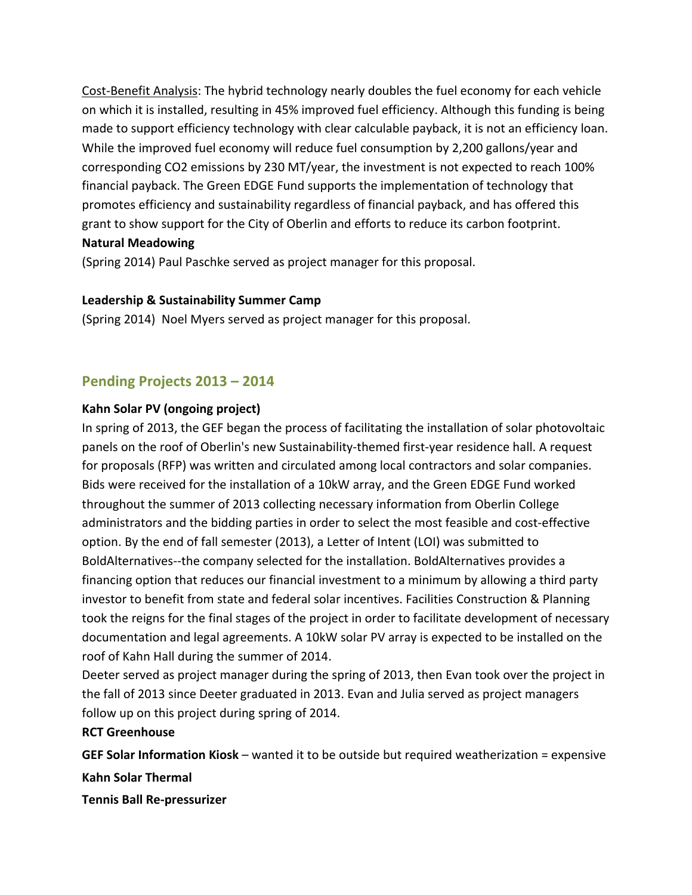Cost-Benefit Analysis: The hybrid technology nearly doubles the fuel economy for each vehicle on which it is installed, resulting in 45% improved fuel efficiency. Although this funding is being made to support efficiency technology with clear calculable payback, it is not an efficiency loan. While the improved fuel economy will reduce fuel consumption by 2,200 gallons/year and corresponding CO2 emissions by 230 MT/year, the investment is not expected to reach 100% financial payback. The Green EDGE Fund supports the implementation of technology that promotes efficiency and sustainability regardless of financial payback, and has offered this grant to show support for the City of Oberlin and efforts to reduce its carbon footprint.

**Natural Meadowing**

(Spring 2014) Paul Paschke served as project manager for this proposal.

**Leadership & Sustainability Summer Camp**

(Spring 2014) Noel Myers served as project manager for this proposal.

## Pending Projects 2013 – 2014

**Kahn Solar PV (ongoing project)**

In spring of 2013, the GEF began the process of facilitating the installation of solar photovoltaic panels on the roof of Oberlin's new Sustainability-themed first-year residence hall. A request for proposals (RFP) was written and circulated among local contractors and solar companies. Bids were received for the installation of a 10kW array, and the Green EDGE Fund worked throughout the summer of 2013 collecting necessary information from Oberlin College administrators and the bidding parties in order to select the most feasible and cost-effective option. By the end of fall semester (2013), a Letter of Intent (LOI) was submitted to BoldAlternatives--the company selected for the installation. BoldAlternatives provides a financing option that reduces our financial investment to a minimum by allowing a third party investor to benefit from state and federal solar incentives. Facilities Construction & Planning took the reigns for the final stages of the project in order to facilitate development of necessary documentation and legal agreements. A 10kW solar PV array is expected to be installed on the roof of Kahn Hall during the summer of 2014.

Deeter served as project manager during the spring of 2013, then Evan took over the project in the fall of 2013 since Deeter graduated in 2013. Evan and Julia served as project managers follow up on this project during spring of 2014.

**RCT Greenhouse**

**GEF Solar Information Kiosk** – wanted it to be outside but required weatherization = expensive

**Kahn Solar Thermal**

**Tennis Ball Re-pressurizer**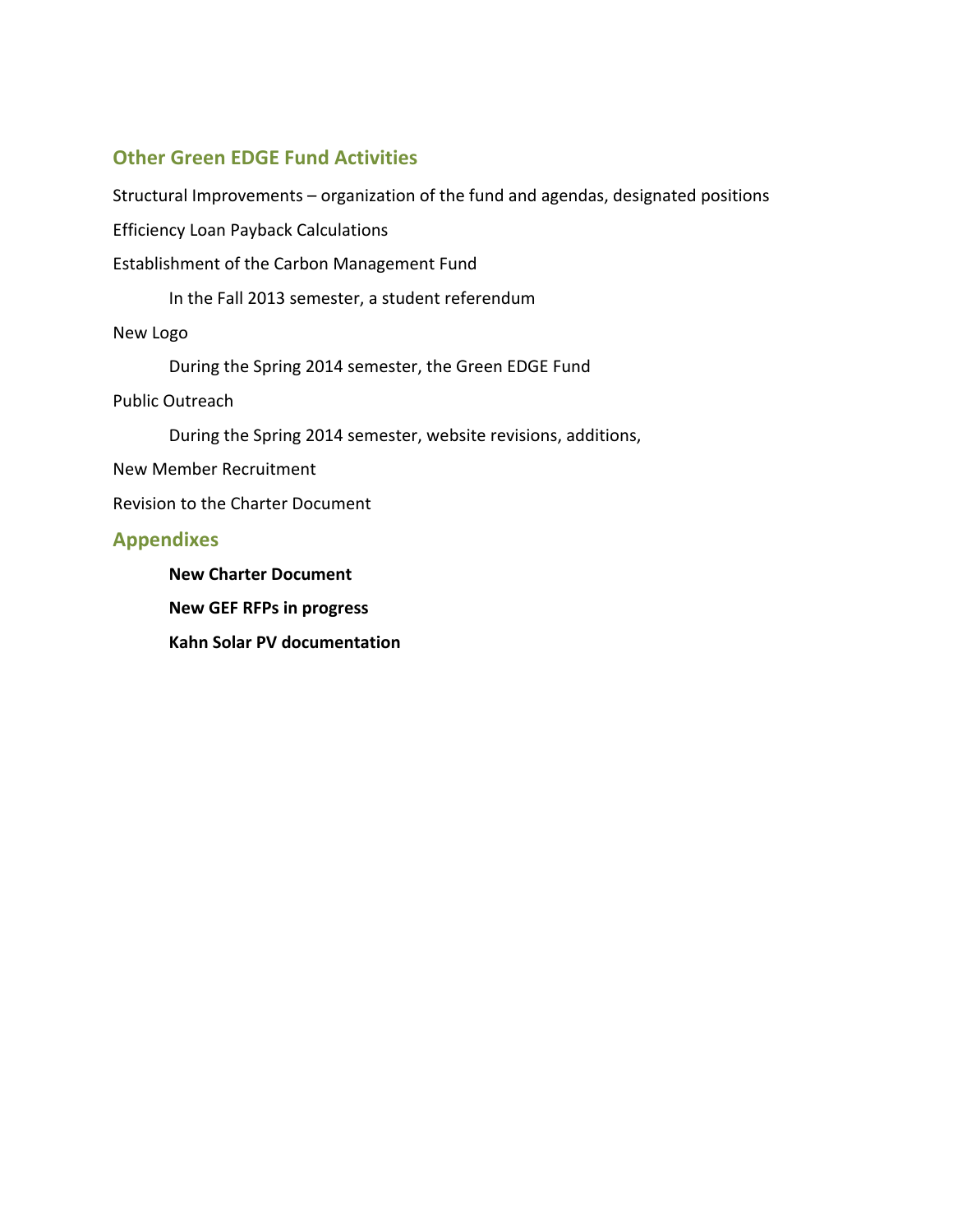## Other Green EDGE Fund Activities

Structural Improvements – organization of the fund and agendas, designated positions

Efficiency Loan Payback Calculations

Establishment of the Carbon Management Fund

In the Fall 2013 semester, a student referendum

New Logo

During the Spring 2014 semester, the Green EDGE Fund

Public Outreach

During the Spring 2014 semester, website revisions, additions,

New Member Recruitment

Revision to the Charter Document

## Appendixes

**New Charter Document**

**New GEF RFPs in progress**

**Kahn Solar PV documentation**